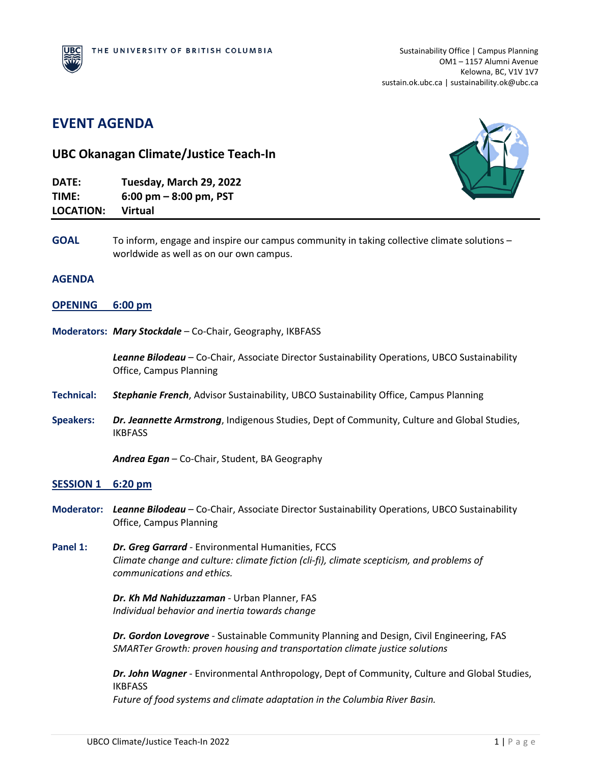THE UNIVERSITY OF BRITISH COLUMBIA

Sustainability Office | Campus Planning
OM1 – 1157 Alumni Avenue
Kelowna, BC, V1V 1V7
sustain.ok.ubc.ca | sustainability.ok@ubc.ca

# EVENT AGENDA

## UBC Okanagan Climate/Justice Teach-In

**DATE:** **Tuesday, March 29, 2022**
**TIME:** **6:00 pm – 8:00 pm, PST**
**LOCATION:** **Virtual**

---

**GOAL** To inform, engage and inspire our campus community in taking collective climate solutions – worldwide as well as on our own campus.

## AGENDA

### OPENING 6:00 pm

**Moderators:** ***Mary Stockdale*** – Co-Chair, Geography, IKBFASS

***Leanne Bilodeau*** – Co-Chair, Associate Director Sustainability Operations, UBCO Sustainability Office, Campus Planning

**Technical:** ***Stephanie French***, Advisor Sustainability, UBCO Sustainability Office, Campus Planning

**Speakers:** ***Dr. Jeannette Armstrong***, Indigenous Studies, Dept of Community, Culture and Global Studies, IKBFASS

***Andrea Egan*** – Co-Chair, Student, BA Geography

### SESSION 1 6:20 pm

**Moderator:** ***Leanne Bilodeau*** – Co-Chair, Associate Director Sustainability Operations, UBCO Sustainability Office, Campus Planning

**Panel 1:** ***Dr. Greg Garrard*** - Environmental Humanities, FCCS
*Climate change and culture: climate fiction (cli-fi), climate scepticism, and problems of communications and ethics.*

***Dr. Kh Md Nahiduzzaman*** - Urban Planner, FAS
*Individual behavior and inertia towards change*

***Dr. Gordon Lovegrove*** - Sustainable Community Planning and Design, Civil Engineering, FAS
*SMARTer Growth: proven housing and transportation climate justice solutions*

***Dr. John Wagner*** - Environmental Anthropology, Dept of Community, Culture and Global Studies, IKBFASS
*Future of food systems and climate adaptation in the Columbia River Basin.*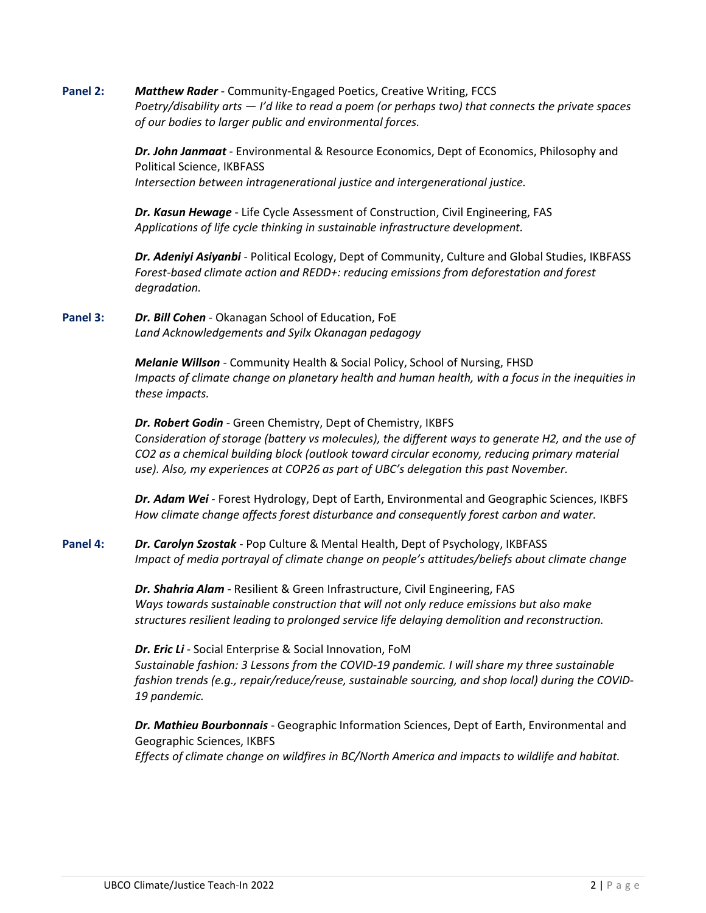**Panel 2:** ***Matthew Rader*** - Community-Engaged Poetics, Creative Writing, FCCS
*Poetry/disability arts — I'd like to read a poem (or perhaps two) that connects the private spaces of our bodies to larger public and environmental forces.*

***Dr. John Janmaat*** - Environmental & Resource Economics, Dept of Economics, Philosophy and Political Science, IKBFASS
*Intersection between intragenerational justice and intergenerational justice.*

***Dr. Kasun Hewage*** - Life Cycle Assessment of Construction, Civil Engineering, FAS
*Applications of life cycle thinking in sustainable infrastructure development.*

***Dr. Adeniyi Asiyanbi*** - Political Ecology, Dept of Community, Culture and Global Studies, IKBFASS
*Forest-based climate action and REDD+: reducing emissions from deforestation and forest degradation.*

**Panel 3:** ***Dr. Bill Cohen*** - Okanagan School of Education, FoE
*Land Acknowledgements and Syilx Okanagan pedagogy*

***Melanie Willson*** - Community Health & Social Policy, School of Nursing, FHSD
*Impacts of climate change on planetary health and human health, with a focus in the inequities in these impacts.*

***Dr. Robert Godin*** - Green Chemistry, Dept of Chemistry, IKBFS
*Consideration of storage (battery vs molecules), the different ways to generate H2, and the use of CO2 as a chemical building block (outlook toward circular economy, reducing primary material use). Also, my experiences at COP26 as part of UBC's delegation this past November.*

***Dr. Adam Wei*** - Forest Hydrology, Dept of Earth, Environmental and Geographic Sciences, IKBFS
*How climate change affects forest disturbance and consequently forest carbon and water.*

**Panel 4:** ***Dr. Carolyn Szostak*** - Pop Culture & Mental Health, Dept of Psychology, IKBFASS
*Impact of media portrayal of climate change on people's attitudes/beliefs about climate change*

***Dr. Shahria Alam*** - Resilient & Green Infrastructure, Civil Engineering, FAS
*Ways towards sustainable construction that will not only reduce emissions but also make structures resilient leading to prolonged service life delaying demolition and reconstruction.*

***Dr. Eric Li*** - Social Enterprise & Social Innovation, FoM
*Sustainable fashion: 3 Lessons from the COVID-19 pandemic. I will share my three sustainable fashion trends (e.g., repair/reduce/reuse, sustainable sourcing, and shop local) during the COVID-19 pandemic.*

***Dr. Mathieu Bourbonnais*** - Geographic Information Sciences, Dept of Earth, Environmental and Geographic Sciences, IKBFS
*Effects of climate change on wildfires in BC/North America and impacts to wildlife and habitat.*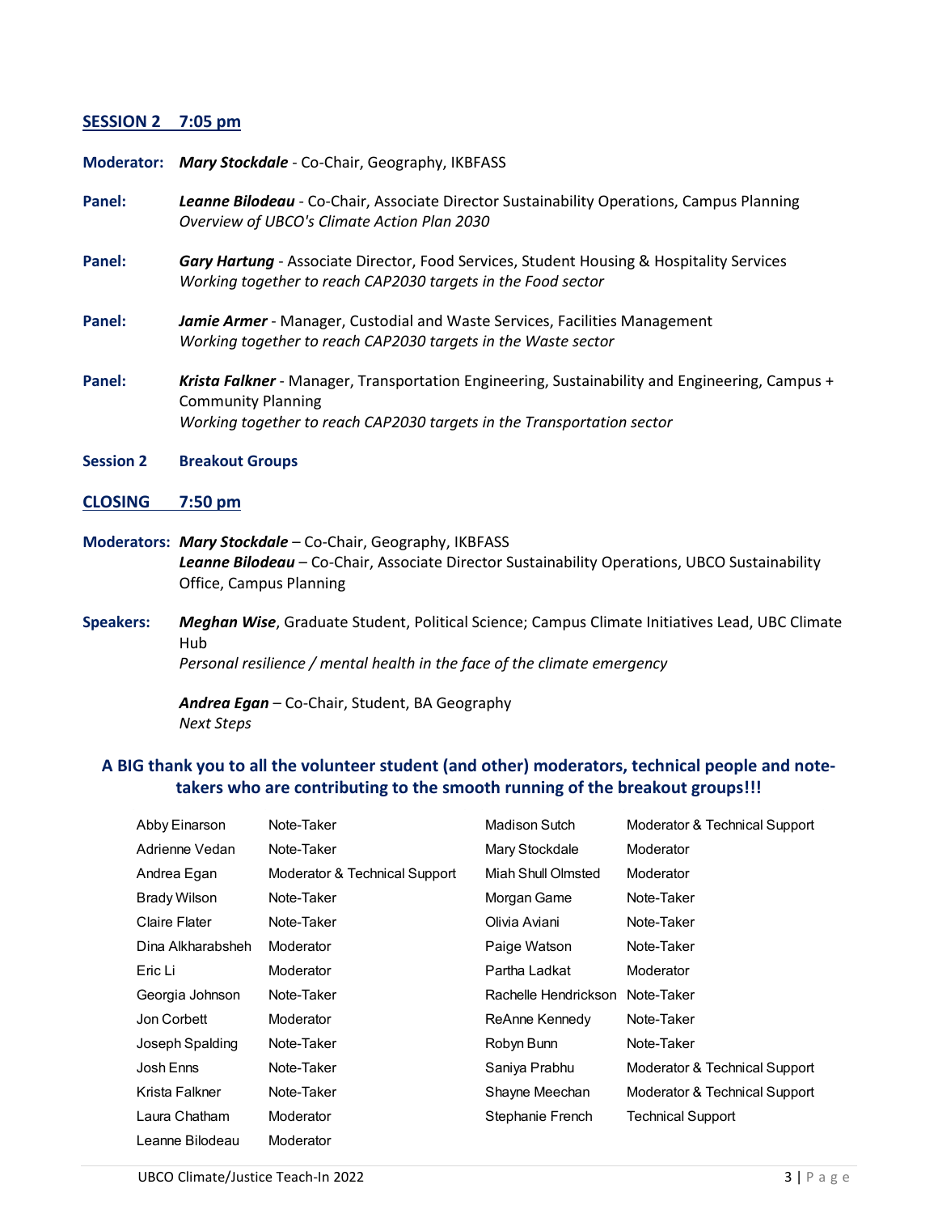## SESSION 2 7:05 pm

**Moderator:** ***Mary Stockdale*** - Co-Chair, Geography, IKBFASS

**Panel:** ***Leanne Bilodeau*** - Co-Chair, Associate Director Sustainability Operations, Campus Planning
*Overview of UBCO's Climate Action Plan 2030*

**Panel:** ***Gary Hartung*** - Associate Director, Food Services, Student Housing & Hospitality Services
*Working together to reach CAP2030 targets in the Food sector*

**Panel:** ***Jamie Armer*** - Manager, Custodial and Waste Services, Facilities Management
*Working together to reach CAP2030 targets in the Waste sector*

**Panel:** ***Krista Falkner*** - Manager, Transportation Engineering, Sustainability and Engineering, Campus + Community Planning
*Working together to reach CAP2030 targets in the Transportation sector*

**Session 2 Breakout Groups**

## CLOSING 7:50 pm

**Moderators:** ***Mary Stockdale*** – Co-Chair, Geography, IKBFASS
***Leanne Bilodeau*** – Co-Chair, Associate Director Sustainability Operations, UBCO Sustainability Office, Campus Planning

**Speakers:** ***Meghan Wise***, Graduate Student, Political Science; Campus Climate Initiatives Lead, UBC Climate Hub
*Personal resilience / mental health in the face of the climate emergency*

***Andrea Egan*** – Co-Chair, Student, BA Geography
*Next Steps*

**A BIG thank you to all the volunteer student (and other) moderators, technical people and note-takers who are contributing to the smooth running of the breakout groups!!!**

| | |
|---|---|
| Abby Einarson | Note-Taker |
| Adrienne Vedan | Note-Taker |
| Andrea Egan | Moderator & Technical Support |
| Brady Wilson | Note-Taker |
| Claire Flater | Note-Taker |
| Dina Alkharabsheh | Moderator |
| Eric Li | Moderator |
| Georgia Johnson | Note-Taker |
| Jon Corbett | Moderator |
| Joseph Spalding | Note-Taker |
| Josh Enns | Note-Taker |
| Krista Falkner | Note-Taker |
| Laura Chatham | Moderator |
| Leanne Bilodeau | Moderator |
| Madison Sutch | Moderator & Technical Support |
| Mary Stockdale | Moderator |
| Miah Shull Olmsted | Moderator |
| Morgan Game | Note-Taker |
| Olivia Aviani | Note-Taker |
| Paige Watson | Note-Taker |
| Partha Ladkat | Moderator |
| Rachelle Hendrickson | Note-Taker |
| ReAnne Kennedy | Note-Taker |
| Robyn Bunn | Note-Taker |
| Saniya Prabhu | Moderator & Technical Support |
| Shayne Meechan | Moderator & Technical Support |
| Stephanie French | Technical Support |